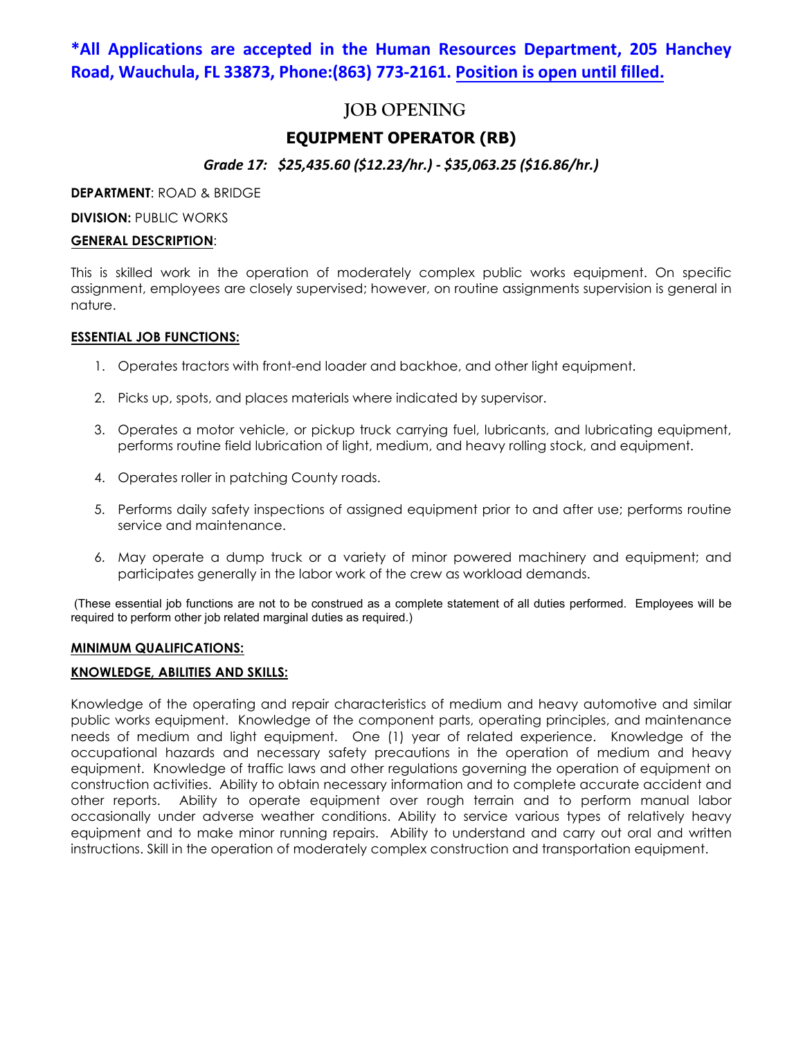**\*All Applications are accepted in the Human Resources Department, 205 Hanchey Road, Wauchula, FL 33873, Phone:(863) 773-2161. Position is open until filled.**

# JOB OPENING

## EQUIPMENT OPERATOR (RB)

***Grade 17: $25,435.60 ($12.23/hr.) - $35,063.25 ($16.86/hr.)***

**DEPARTMENT**: ROAD & BRIDGE

**DIVISION:** PUBLIC WORKS

**GENERAL DESCRIPTION**:

This is skilled work in the operation of moderately complex public works equipment. On specific assignment, employees are closely supervised; however, on routine assignments supervision is general in nature.

**ESSENTIAL JOB FUNCTIONS:**

1. Operates tractors with front-end loader and backhoe, and other light equipment.
2. Picks up, spots, and places materials where indicated by supervisor.
3. Operates a motor vehicle, or pickup truck carrying fuel, lubricants, and lubricating equipment, performs routine field lubrication of light, medium, and heavy rolling stock, and equipment.
4. Operates roller in patching County roads.
5. Performs daily safety inspections of assigned equipment prior to and after use; performs routine service and maintenance.
6. May operate a dump truck or a variety of minor powered machinery and equipment; and participates generally in the labor work of the crew as workload demands.

(These essential job functions are not to be construed as a complete statement of all duties performed. Employees will be required to perform other job related marginal duties as required.)

**MINIMUM QUALIFICATIONS:**

**KNOWLEDGE, ABILITIES AND SKILLS:**

Knowledge of the operating and repair characteristics of medium and heavy automotive and similar public works equipment. Knowledge of the component parts, operating principles, and maintenance needs of medium and light equipment. One (1) year of related experience. Knowledge of the occupational hazards and necessary safety precautions in the operation of medium and heavy equipment. Knowledge of traffic laws and other regulations governing the operation of equipment on construction activities. Ability to obtain necessary information and to complete accurate accident and other reports. Ability to operate equipment over rough terrain and to perform manual labor occasionally under adverse weather conditions. Ability to service various types of relatively heavy equipment and to make minor running repairs. Ability to understand and carry out oral and written instructions. Skill in the operation of moderately complex construction and transportation equipment.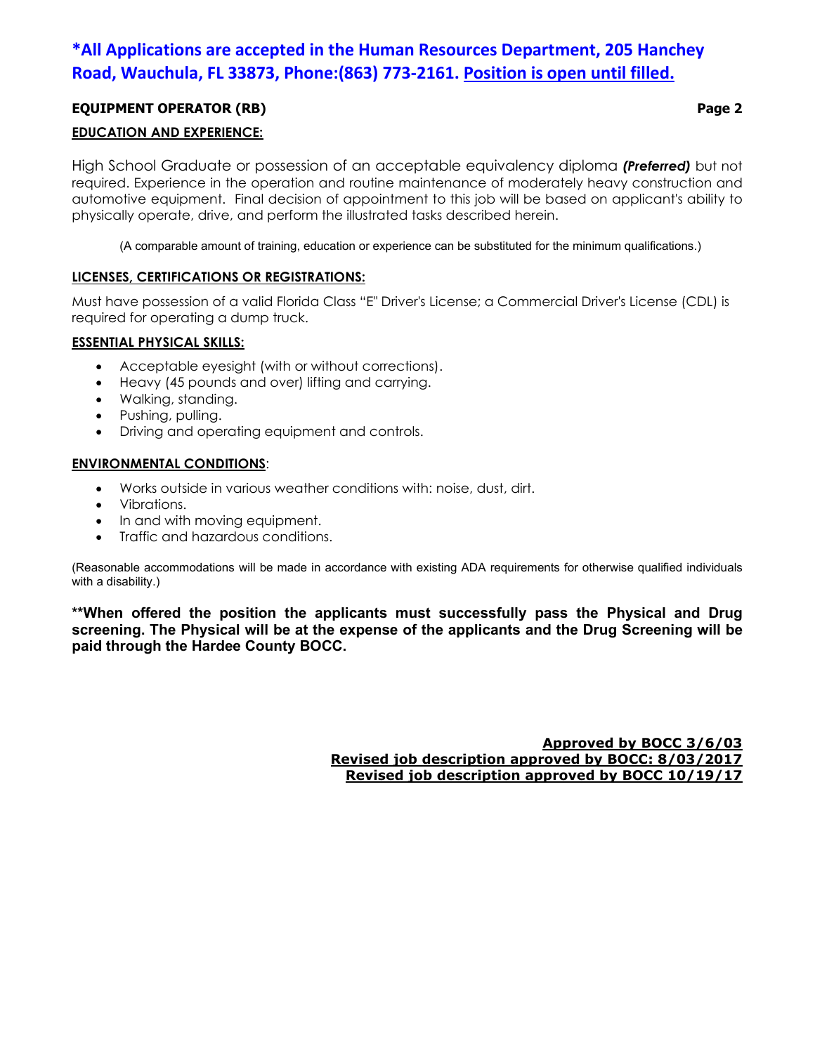**\*All Applications are accepted in the Human Resources Department, 205 Hanchey Road, Wauchula, FL 33873, Phone:(863) 773-2161. Position is open until filled.**

**EQUIPMENT OPERATOR (RB)**

**EDUCATION AND EXPERIENCE:**

High School Graduate or possession of an acceptable equivalency diploma ***(Preferred)*** but not required. Experience in the operation and routine maintenance of moderately heavy construction and automotive equipment. Final decision of appointment to this job will be based on applicant's ability to physically operate, drive, and perform the illustrated tasks described herein.

(A comparable amount of training, education or experience can be substituted for the minimum qualifications.)

**LICENSES, CERTIFICATIONS OR REGISTRATIONS:**

Must have possession of a valid Florida Class "E" Driver's License; a Commercial Driver's License (CDL) is required for operating a dump truck.

**ESSENTIAL PHYSICAL SKILLS:**

- Acceptable eyesight (with or without corrections).
- Heavy (45 pounds and over) lifting and carrying.
- Walking, standing.
- Pushing, pulling.
- Driving and operating equipment and controls.

**ENVIRONMENTAL CONDITIONS**:

- Works outside in various weather conditions with: noise, dust, dirt.
- Vibrations.
- In and with moving equipment.
- Traffic and hazardous conditions.

(Reasonable accommodations will be made in accordance with existing ADA requirements for otherwise qualified individuals with a disability.)

**\*\*When offered the position the applicants must successfully pass the Physical and Drug screening. The Physical will be at the expense of the applicants and the Drug Screening will be paid through the Hardee County BOCC.**

**Approved by BOCC 3/6/03**
**Revised job description approved by BOCC: 8/03/2017**
**Revised job description approved by BOCC 10/19/17**